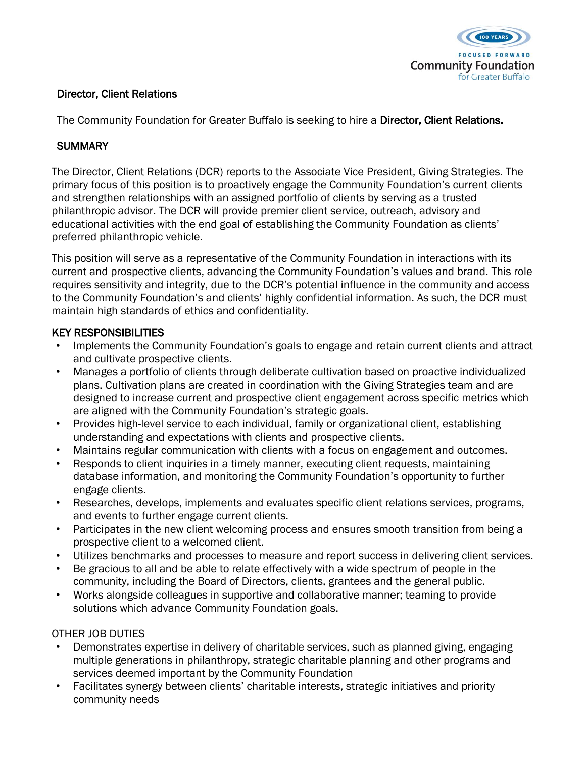Community Foundation for Greater Buffalo

## Director, Client Relations

The Community Foundation for Greater Buffalo is seeking to hire a **Director, Client Relations.**

### SUMMARY

The Director, Client Relations (DCR) reports to the Associate Vice President, Giving Strategies. The primary focus of this position is to proactively engage the Community Foundation's current clients and strengthen relationships with an assigned portfolio of clients by serving as a trusted philanthropic advisor. The DCR will provide premier client service, outreach, advisory and educational activities with the end goal of establishing the Community Foundation as clients' preferred philanthropic vehicle.

This position will serve as a representative of the Community Foundation in interactions with its current and prospective clients, advancing the Community Foundation's values and brand. This role requires sensitivity and integrity, due to the DCR's potential influence in the community and access to the Community Foundation's and clients' highly confidential information. As such, the DCR must maintain high standards of ethics and confidentiality.

### KEY RESPONSIBILITIES

- Implements the Community Foundation's goals to engage and retain current clients and attract and cultivate prospective clients.
- Manages a portfolio of clients through deliberate cultivation based on proactive individualized plans. Cultivation plans are created in coordination with the Giving Strategies team and are designed to increase current and prospective client engagement across specific metrics which are aligned with the Community Foundation's strategic goals.
- Provides high-level service to each individual, family or organizational client, establishing understanding and expectations with clients and prospective clients.
- Maintains regular communication with clients with a focus on engagement and outcomes.
- Responds to client inquiries in a timely manner, executing client requests, maintaining database information, and monitoring the Community Foundation's opportunity to further engage clients.
- Researches, develops, implements and evaluates specific client relations services, programs, and events to further engage current clients.
- Participates in the new client welcoming process and ensures smooth transition from being a prospective client to a welcomed client.
- Utilizes benchmarks and processes to measure and report success in delivering client services.
- Be gracious to all and be able to relate effectively with a wide spectrum of people in the community, including the Board of Directors, clients, grantees and the general public.
- Works alongside colleagues in supportive and collaborative manner; teaming to provide solutions which advance Community Foundation goals.

### OTHER JOB DUTIES

- Demonstrates expertise in delivery of charitable services, such as planned giving, engaging multiple generations in philanthropy, strategic charitable planning and other programs and services deemed important by the Community Foundation
- Facilitates synergy between clients' charitable interests, strategic initiatives and priority community needs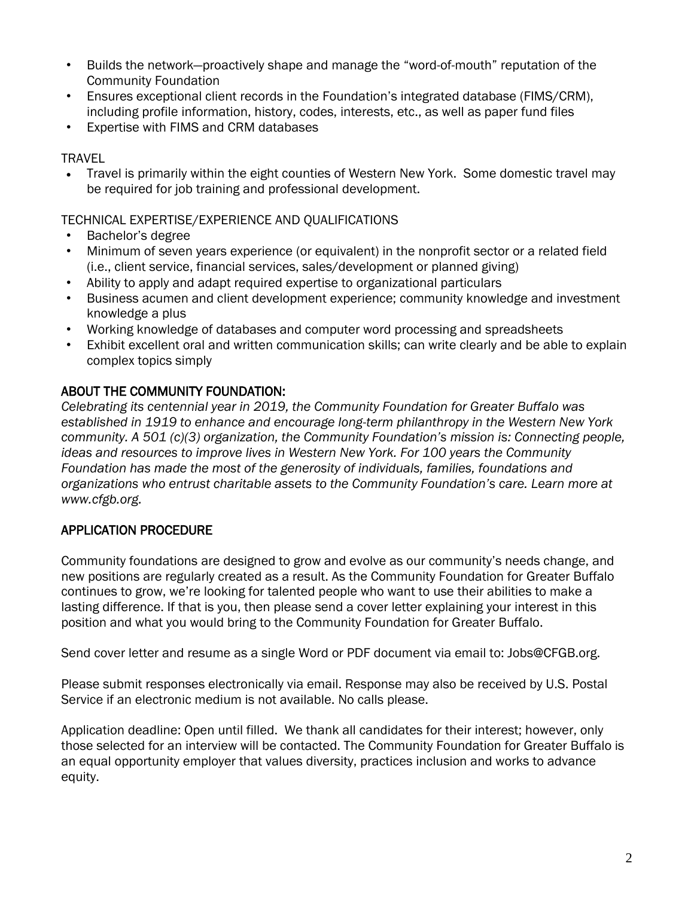- Builds the network—proactively shape and manage the "word-of-mouth" reputation of the Community Foundation
- Ensures exceptional client records in the Foundation's integrated database (FIMS/CRM), including profile information, history, codes, interests, etc., as well as paper fund files
- Expertise with FIMS and CRM databases

TRAVEL

- Travel is primarily within the eight counties of Western New York. Some domestic travel may be required for job training and professional development.

TECHNICAL EXPERTISE/EXPERIENCE AND QUALIFICATIONS

- Bachelor's degree
- Minimum of seven years experience (or equivalent) in the nonprofit sector or a related field (i.e., client service, financial services, sales/development or planned giving)
- Ability to apply and adapt required expertise to organizational particulars
- Business acumen and client development experience; community knowledge and investment knowledge a plus
- Working knowledge of databases and computer word processing and spreadsheets
- Exhibit excellent oral and written communication skills; can write clearly and be able to explain complex topics simply

## ABOUT THE COMMUNITY FOUNDATION:

*Celebrating its centennial year in 2019, the Community Foundation for Greater Buffalo was established in 1919 to enhance and encourage long-term philanthropy in the Western New York community. A 501 (c)(3) organization, the Community Foundation's mission is: Connecting people, ideas and resources to improve lives in Western New York. For 100 years the Community Foundation has made the most of the generosity of individuals, families, foundations and organizations who entrust charitable assets to the Community Foundation's care. Learn more at www.cfgb.org.*

## APPLICATION PROCEDURE

Community foundations are designed to grow and evolve as our community's needs change, and new positions are regularly created as a result. As the Community Foundation for Greater Buffalo continues to grow, we're looking for talented people who want to use their abilities to make a lasting difference. If that is you, then please send a cover letter explaining your interest in this position and what you would bring to the Community Foundation for Greater Buffalo.

Send cover letter and resume as a single Word or PDF document via email to: Jobs@CFGB.org.

Please submit responses electronically via email. Response may also be received by U.S. Postal Service if an electronic medium is not available. No calls please.

Application deadline: Open until filled. We thank all candidates for their interest; however, only those selected for an interview will be contacted. The Community Foundation for Greater Buffalo is an equal opportunity employer that values diversity, practices inclusion and works to advance equity.